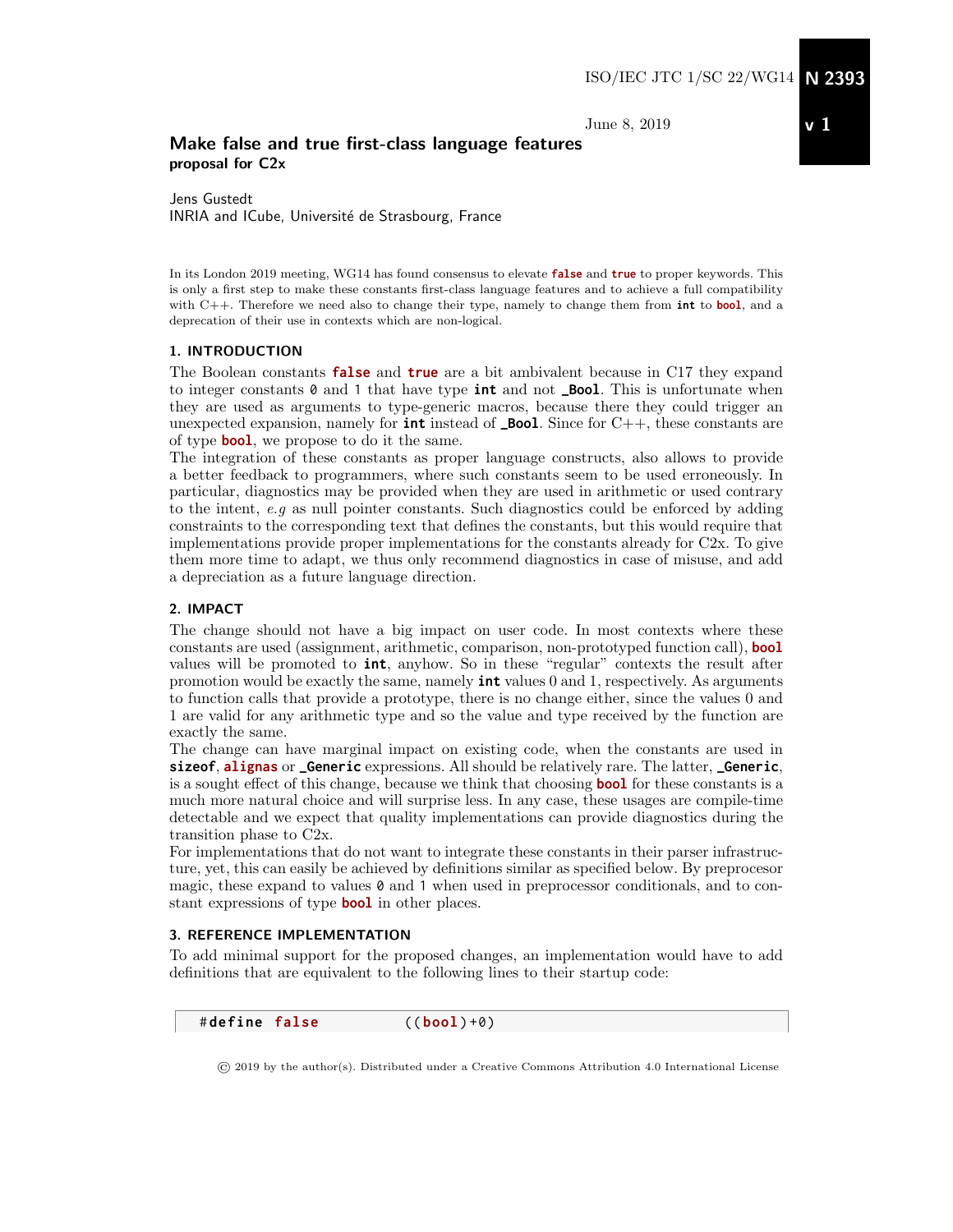ISO/IEC JTC 1/SC 22/WG14 **N 2393**

June 8, 2019 **v 1**

# Make false and true first-class language features
**proposal for C2x**

Jens Gustedt
INRIA and ICube, Université de Strasbourg, France

In its London 2019 meeting, WG14 has found consensus to elevate **false** and **true** to proper keywords. This is only a first step to make these constants first-class language features and to achieve a full compatibility with C++. Therefore we need also to change their type, namely to change them from **int** to **bool**, and a deprecation of their use in contexts which are non-logical.

## 1. INTRODUCTION

The Boolean constants **false** and **true** are a bit ambivalent because in C17 they expand to integer constants `0` and `1` that have type **int** and not **_Bool**. This is unfortunate when they are used as arguments to type-generic macros, because there they could trigger an unexpected expansion, namely for **int** instead of **_Bool**. Since for C++, these constants are of type **bool**, we propose to do it the same.

The integration of these constants as proper language constructs, also allows to provide a better feedback to programmers, where such constants seem to be used erroneously. In particular, diagnostics may be provided when they are used in arithmetic or used contrary to the intent, *e.g* as null pointer constants. Such diagnostics could be enforced by adding constraints to the corresponding text that defines the constants, but this would require that implementations provide proper implementations for the constants already for C2x. To give them more time to adapt, we thus only recommend diagnostics in case of misuse, and add a depreciation as a future language direction.

## 2. IMPACT

The change should not have a big impact on user code. In most contexts where these constants are used (assignment, arithmetic, comparison, non-prototyped function call), **bool** values will be promoted to **int**, anyhow. So in these "regular" contexts the result after promotion would be exactly the same, namely **int** values 0 and 1, respectively. As arguments to function calls that provide a prototype, there is no change either, since the values 0 and 1 are valid for any arithmetic type and so the value and type received by the function are exactly the same.

The change can have marginal impact on existing code, when the constants are used in **sizeof**, **alignas** or **_Generic** expressions. All should be relatively rare. The latter, **_Generic**, is a sought effect of this change, because we think that choosing **bool** for these constants is a much more natural choice and will surprise less. In any case, these usages are compile-time detectable and we expect that quality implementations can provide diagnostics during the transition phase to C2x.

For implementations that do not want to integrate these constants in their parser infrastructure, yet, this can easily be achieved by definitions similar as specified below. By preprocesor magic, these expand to values `0` and `1` when used in preprocessor conditionals, and to constant expressions of type **bool** in other places.

## 3. REFERENCE IMPLEMENTATION

To add minimal support for the proposed changes, an implementation would have to add definitions that are equivalent to the following lines to their startup code:

```
#define false        ((bool)+0)
```

© 2019 by the author(s). Distributed under a Creative Commons Attribution 4.0 International License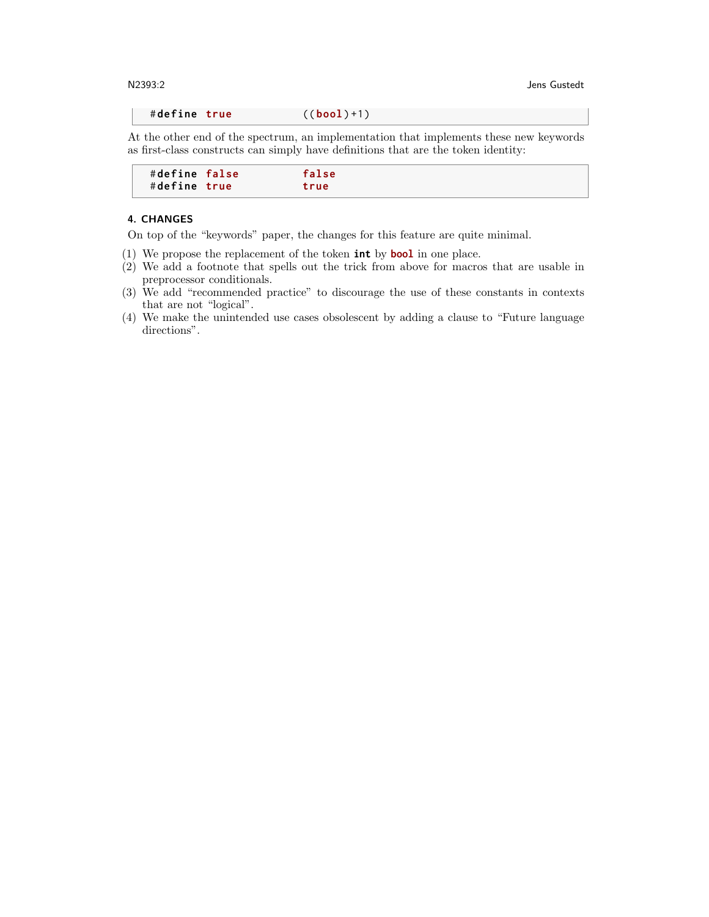```
#define true          ((bool)+1)
```

At the other end of the spectrum, an implementation that implements these new keywords as first-class constructs can simply have definitions that are the token identity:

```
#define false         false
#define true          true
```

## 4. CHANGES

On top of the "keywords" paper, the changes for this feature are quite minimal.

(1) We propose the replacement of the token **int** by **bool** in one place.
(2) We add a footnote that spells out the trick from above for macros that are usable in preprocessor conditionals.
(3) We add "recommended practice" to discourage the use of these constants in contexts that are not "logical".
(4) We make the unintended use cases obsolescent by adding a clause to "Future language directions".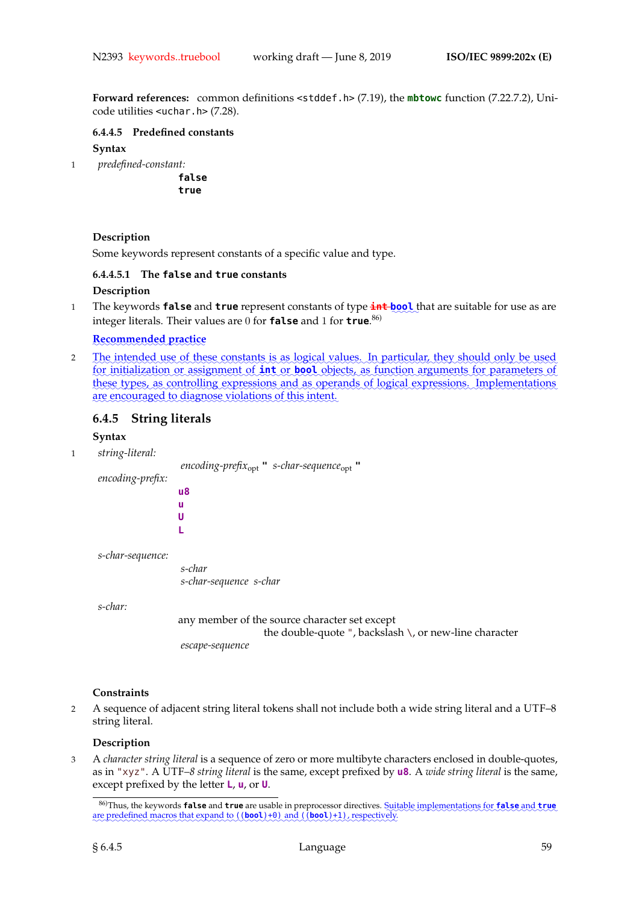**Forward references:** common definitions `<stddef.h>` (7.19), the **mbtowc** function (7.22.7.2), Unicode utilities `<uchar.h>` (7.28).

#### 6.4.4.5 Predefined constants

**Syntax**

1 *predefined-constant:*

```
false
true
```

**Description**

Some keywords represent constants of a specific value and type.

##### 6.4.4.5.1 The `false` and `true` constants

**Description**

1 The keywords **false** and **true** represent constants of type ~~**int**~~ **bool** that are suitable for use as are integer literals. Their values are 0 for **false** and 1 for **true**.[86)]

**Recommended practice**

2 The intended use of these constants is as logical values. In particular, they should only be used for initialization or assignment of **int** or **bool** objects, as function arguments for parameters of these types, as controlling expressions and as operands of logical expressions. Implementations are encouraged to diagnose violations of this intent.

### 6.4.5 String literals

**Syntax**

1 *string-literal:*

*encoding-prefix*$_{opt}$ **"** *s-char-sequence*$_{opt}$ **"**

*encoding-prefix:*

```
u8
u
U
L
```

*s-char-sequence:*

*s-char*
*s-char-sequence s-char*

*s-char:*

any member of the source character set except
the double-quote **"**, backslash **\**, or new-line character
*escape-sequence*

**Constraints**

2 A sequence of adjacent string literal tokens shall not include both a wide string literal and a UTF–8 string literal.

**Description**

3 A *character string literal* is a sequence of zero or more multibyte characters enclosed in double-quotes, as in `"xyz"`. A UTF–8 *string literal* is the same, except prefixed by **u8**. A *wide string literal* is the same, except prefixed by the letter **L**, **u**, or **U**.

---

86)Thus, the keywords **false** and **true** are usable in preprocessor directives. Suitable implementations for **false** and **true** are predefined macros that expand to `((bool)+0)` and `((bool)+1)`, respectively.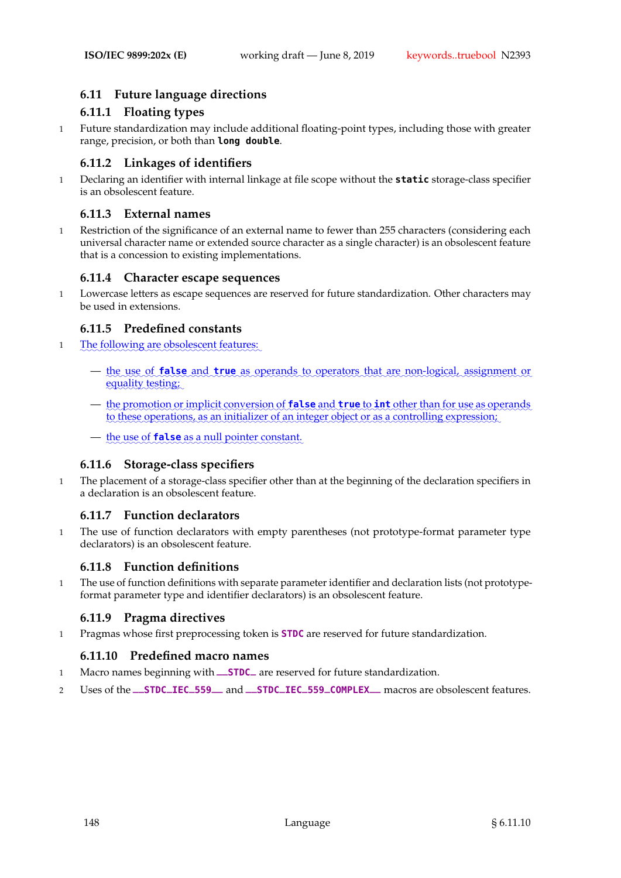## 6.11 Future language directions

### 6.11.1 Floating types

1 Future standardization may include additional floating-point types, including those with greater range, precision, or both than `long double`.

### 6.11.2 Linkages of identifiers

1 Declaring an identifier with internal linkage at file scope without the **`static`** storage-class specifier is an obsolescent feature.

### 6.11.3 External names

1 Restriction of the significance of an external name to fewer than 255 characters (considering each universal character name or extended source character as a single character) is an obsolescent feature that is a concession to existing implementations.

### 6.11.4 Character escape sequences

1 Lowercase letters as escape sequences are reserved for future standardization. Other characters may be used in extensions.

### 6.11.5 Predefined constants

1 The following are obsolescent features:

- the use of **`false`** and **`true`** as operands to operators that are non-logical, assignment or equality testing;
- the promotion or implicit conversion of **`false`** and **`true`** to **`int`** other than for use as operands to these operations, as an initializer of an integer object or as a controlling expression;
- the use of **`false`** as a null pointer constant.

### 6.11.6 Storage-class specifiers

1 The placement of a storage-class specifier other than at the beginning of the declaration specifiers in a declaration is an obsolescent feature.

### 6.11.7 Function declarators

1 The use of function declarators with empty parentheses (not prototype-format parameter type declarators) is an obsolescent feature.

### 6.11.8 Function definitions

1 The use of function definitions with separate parameter identifier and declaration lists (not prototype-format parameter type and identifier declarators) is an obsolescent feature.

### 6.11.9 Pragma directives

1 Pragmas whose first preprocessing token is **`STDC`** are reserved for future standardization.

### 6.11.10 Predefined macro names

1 Macro names beginning with **`__STDC_`** are reserved for future standardization.

2 Uses of the **`__STDC_IEC_559__`** and **`__STDC_IEC_559_COMPLEX__`** macros are obsolescent features.